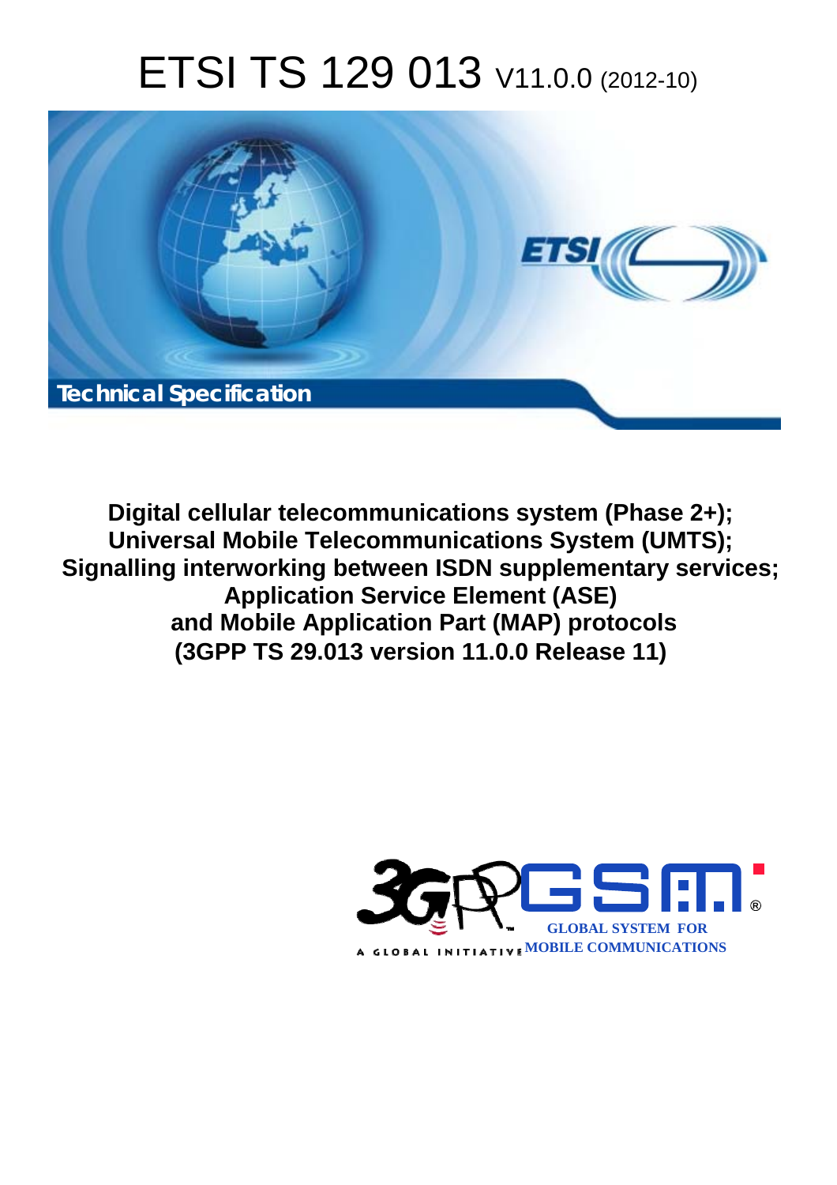# ETSI TS 129 013 V11.0.0 (2012-10)

Technical Specification

**Digital cellular telecommunications system (Phase 2+); Universal Mobile Telecommunications System (UMTS); Signalling interworking between ISDN supplementary services; Application Service Element (ASE) and Mobile Application Part (MAP) protocols (3GPP TS 29.013 version 11.0.0 Release 11)**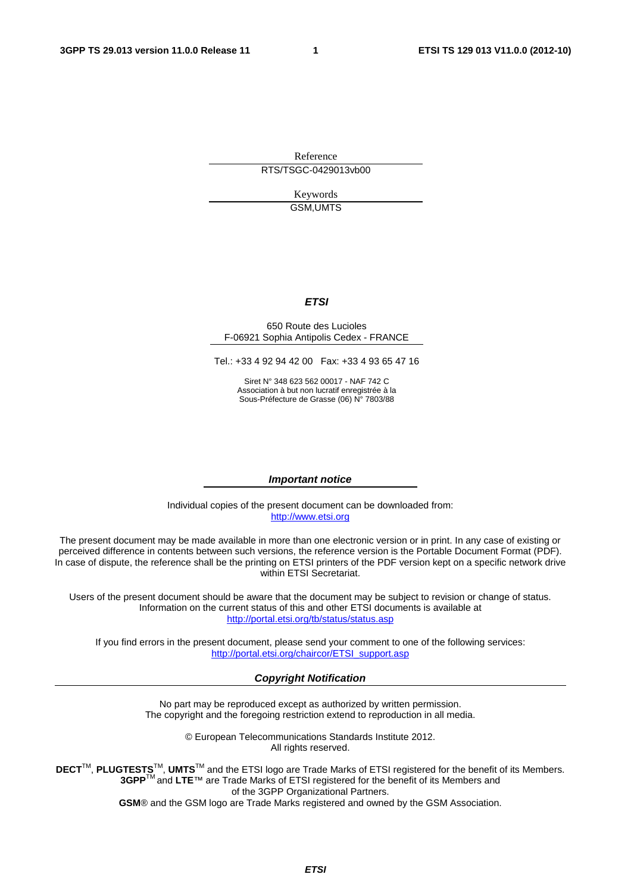Reference

RTS/TSGC-0429013vb00

Keywords

GSM,UMTS

***ETSI***

650 Route des Lucioles
F-06921 Sophia Antipolis Cedex - FRANCE

Tel.: +33 4 92 94 42 00 Fax: +33 4 93 65 47 16

Siret N° 348 623 562 00017 - NAF 742 C
Association à but non lucratif enregistrée à la
Sous-Préfecture de Grasse (06) N° 7803/88

***Important notice***

Individual copies of the present document can be downloaded from:
http://www.etsi.org

The present document may be made available in more than one electronic version or in print. In any case of existing or perceived difference in contents between such versions, the reference version is the Portable Document Format (PDF). In case of dispute, the reference shall be the printing on ETSI printers of the PDF version kept on a specific network drive within ETSI Secretariat.

Users of the present document should be aware that the document may be subject to revision or change of status. Information on the current status of this and other ETSI documents is available at
http://portal.etsi.org/tb/status/status.asp

If you find errors in the present document, please send your comment to one of the following services:
http://portal.etsi.org/chaircor/ETSI_support.asp

***Copyright Notification***

No part may be reproduced except as authorized by written permission.
The copyright and the foregoing restriction extend to reproduction in all media.

© European Telecommunications Standards Institute 2012.
All rights reserved.

**DECT**™, **PLUGTESTS**™, **UMTS**™ and the ETSI logo are Trade Marks of ETSI registered for the benefit of its Members.
**3GPP**™ and **LTE**™ are Trade Marks of ETSI registered for the benefit of its Members and
of the 3GPP Organizational Partners.
**GSM**® and the GSM logo are Trade Marks registered and owned by the GSM Association.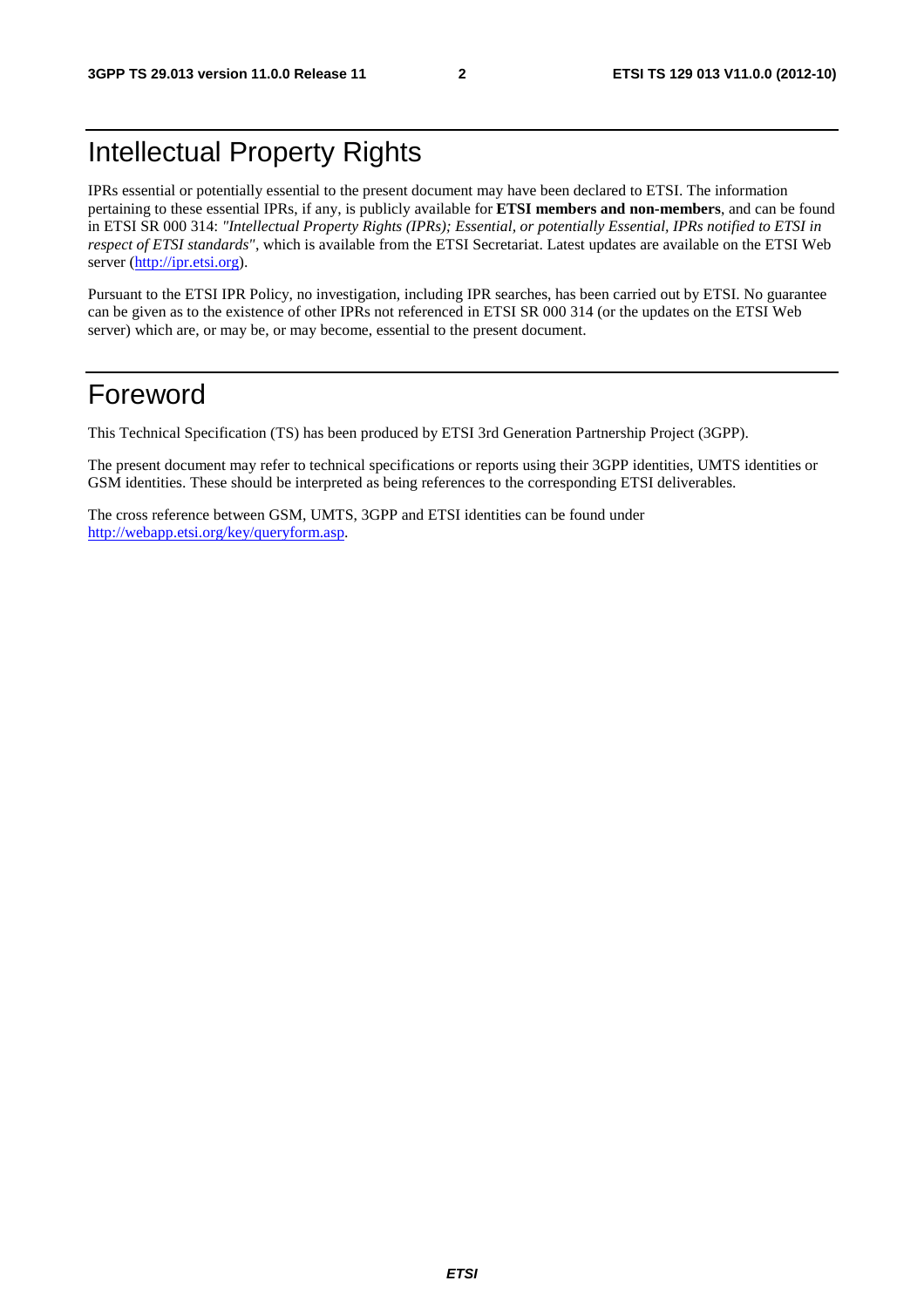# Intellectual Property Rights

IPRs essential or potentially essential to the present document may have been declared to ETSI. The information pertaining to these essential IPRs, if any, is publicly available for **ETSI members and non-members**, and can be found in ETSI SR 000 314: *"Intellectual Property Rights (IPRs); Essential, or potentially Essential, IPRs notified to ETSI in respect of ETSI standards"*, which is available from the ETSI Secretariat. Latest updates are available on the ETSI Web server (http://ipr.etsi.org).

Pursuant to the ETSI IPR Policy, no investigation, including IPR searches, has been carried out by ETSI. No guarantee can be given as to the existence of other IPRs not referenced in ETSI SR 000 314 (or the updates on the ETSI Web server) which are, or may be, or may become, essential to the present document.

# Foreword

This Technical Specification (TS) has been produced by ETSI 3rd Generation Partnership Project (3GPP).

The present document may refer to technical specifications or reports using their 3GPP identities, UMTS identities or GSM identities. These should be interpreted as being references to the corresponding ETSI deliverables.

The cross reference between GSM, UMTS, 3GPP and ETSI identities can be found under http://webapp.etsi.org/key/queryform.asp.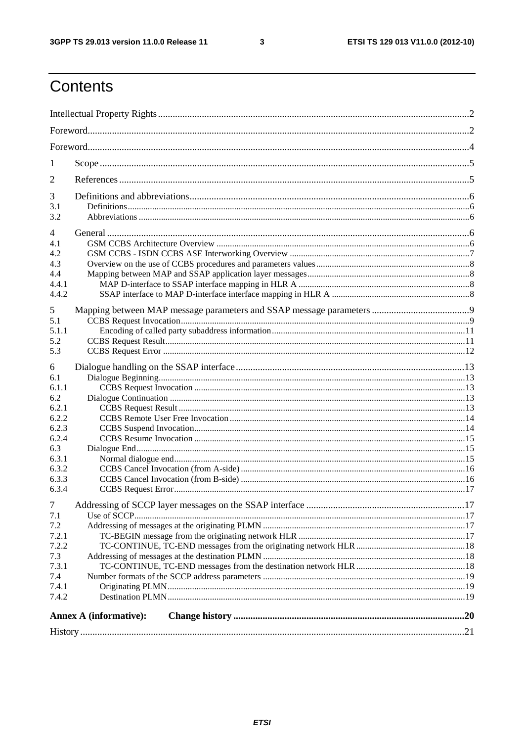# Contents

Intellectual Property Rights ..... 2

Foreword ..... 2

Foreword ..... 4

1 Scope ..... 5

2 References ..... 5

3 Definitions and abbreviations ..... 6
3.1 Definitions ..... 6
3.2 Abbreviations ..... 6

4 General ..... 6
4.1 GSM CCBS Architecture Overview ..... 6
4.2 GSM CCBS - ISDN CCBS ASE Interworking Overview ..... 7
4.3 Overview on the use of CCBS procedures and parameters values ..... 8
4.4 Mapping between MAP and SSAP application layer messages ..... 8
4.4.1 MAP D-interface to SSAP interface mapping in HLR A ..... 8
4.4.2 SSAP interface to MAP D-interface interface mapping in HLR A ..... 8

5 Mapping between MAP message parameters and SSAP message parameters ..... 9
5.1 CCBS Request Invocation ..... 9
5.1.1 Encoding of called party subaddress information ..... 11
5.2 CCBS Request Result ..... 11
5.3 CCBS Request Error ..... 12

6 Dialogue handling on the SSAP interface ..... 13
6.1 Dialogue Beginning ..... 13
6.1.1 CCBS Request Invocation ..... 13
6.2 Dialogue Continuation ..... 13
6.2.1 CCBS Request Result ..... 13
6.2.2 CCBS Remote User Free Invocation ..... 14
6.2.3 CCBS Suspend Invocation ..... 14
6.2.4 CCBS Resume Invocation ..... 15
6.3 Dialogue End ..... 15
6.3.1 Normal dialogue end ..... 15
6.3.2 CCBS Cancel Invocation (from A-side) ..... 16
6.3.3 CCBS Cancel Invocation (from B-side) ..... 16
6.3.4 CCBS Request Error ..... 17

7 Addressing of SCCP layer messages on the SSAP interface ..... 17
7.1 Use of SCCP ..... 17
7.2 Addressing of messages at the originating PLMN ..... 17
7.2.1 TC-BEGIN message from the originating network HLR ..... 17
7.2.2 TC-CONTINUE, TC-END messages from the originating network HLR ..... 18
7.3 Addressing of messages at the destination PLMN ..... 18
7.3.1 TC-CONTINUE, TC-END messages from the destination network HLR ..... 18
7.4 Number formats of the SCCP address parameters ..... 19
7.4.1 Originating PLMN ..... 19
7.4.2 Destination PLMN ..... 19

**Annex A (informative): Change history ..... 20**

History ..... 21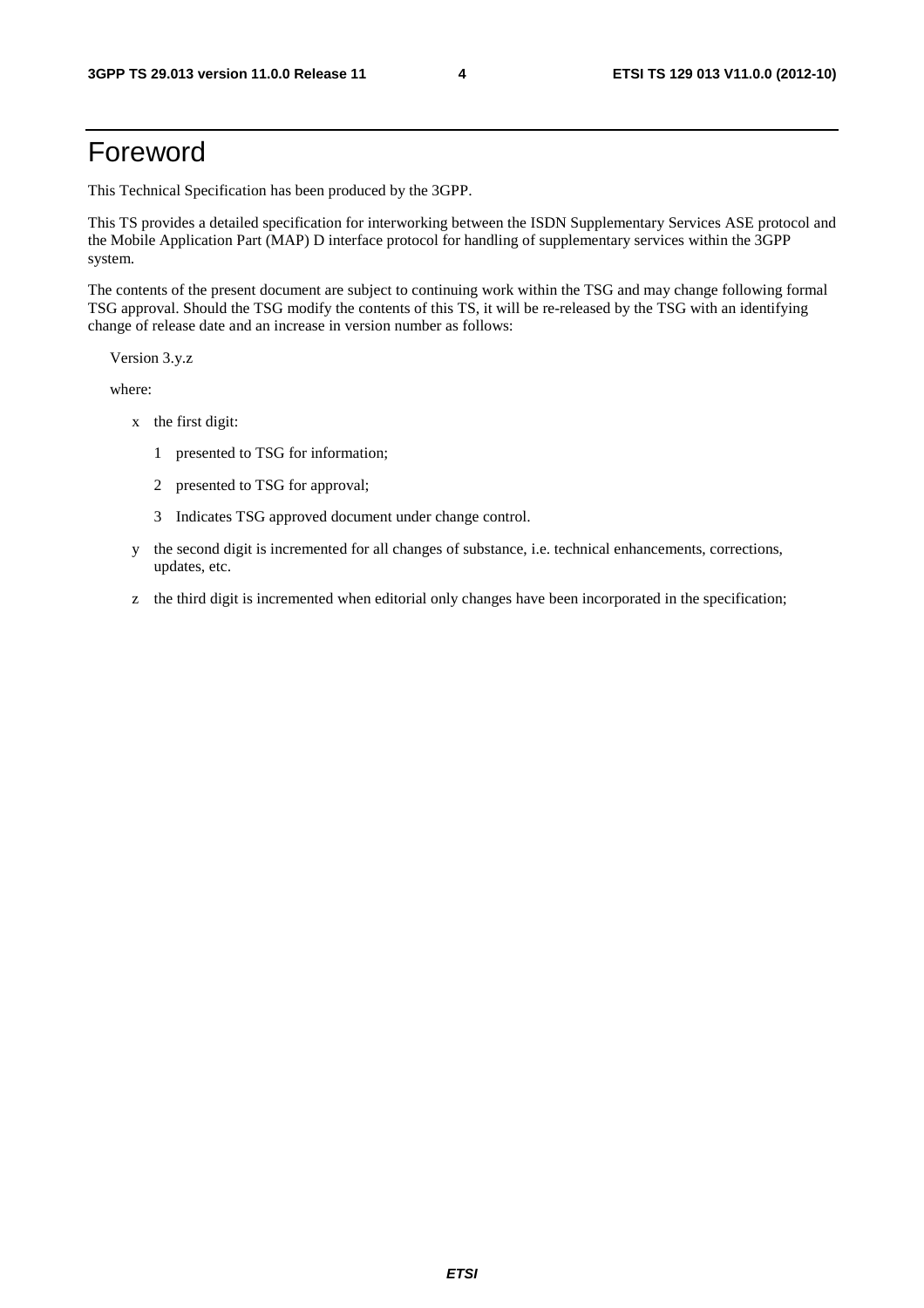# Foreword

This Technical Specification has been produced by the 3GPP.

This TS provides a detailed specification for interworking between the ISDN Supplementary Services ASE protocol and the Mobile Application Part (MAP) D interface protocol for handling of supplementary services within the 3GPP system.

The contents of the present document are subject to continuing work within the TSG and may change following formal TSG approval. Should the TSG modify the contents of this TS, it will be re-released by the TSG with an identifying change of release date and an increase in version number as follows:

Version 3.y.z

where:

- x the first digit:
  - 1 presented to TSG for information;
  - 2 presented to TSG for approval;
  - 3 Indicates TSG approved document under change control.
- y the second digit is incremented for all changes of substance, i.e. technical enhancements, corrections, updates, etc.
- z the third digit is incremented when editorial only changes have been incorporated in the specification;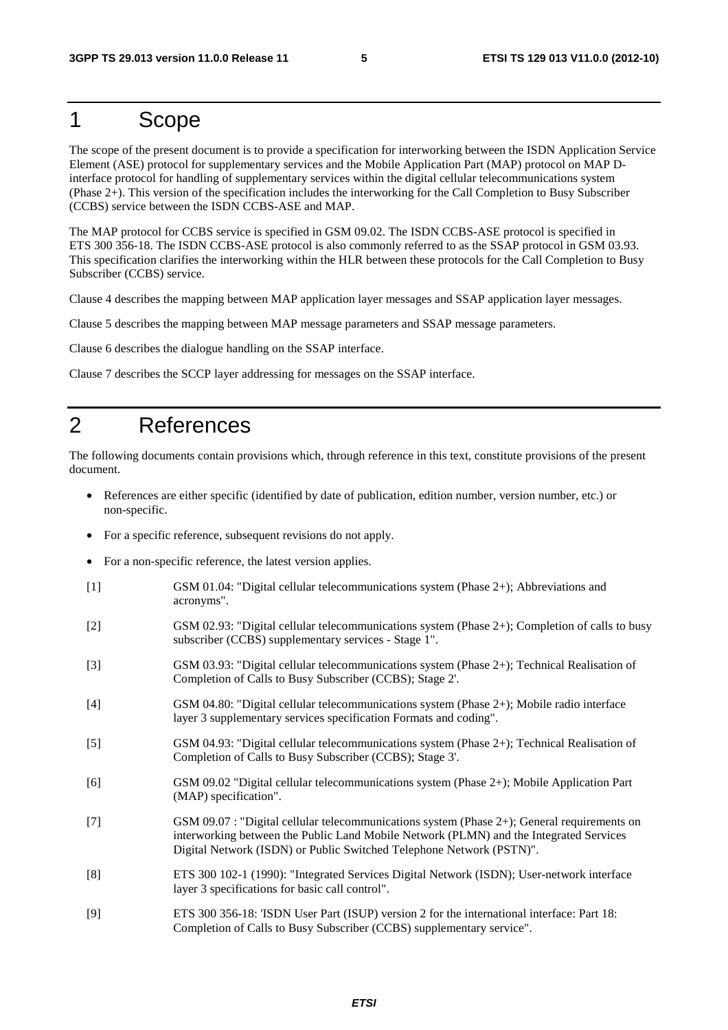# 1 Scope

The scope of the present document is to provide a specification for interworking between the ISDN Application Service Element (ASE) protocol for supplementary services and the Mobile Application Part (MAP) protocol on MAP D-interface protocol for handling of supplementary services within the digital cellular telecommunications system (Phase 2+). This version of the specification includes the interworking for the Call Completion to Busy Subscriber (CCBS) service between the ISDN CCBS-ASE and MAP.

The MAP protocol for CCBS service is specified in GSM 09.02. The ISDN CCBS-ASE protocol is specified in ETS 300 356-18. The ISDN CCBS-ASE protocol is also commonly referred to as the SSAP protocol in GSM 03.93. This specification clarifies the interworking within the HLR between these protocols for the Call Completion to Busy Subscriber (CCBS) service.

Clause 4 describes the mapping between MAP application layer messages and SSAP application layer messages.

Clause 5 describes the mapping between MAP message parameters and SSAP message parameters.

Clause 6 describes the dialogue handling on the SSAP interface.

Clause 7 describes the SCCP layer addressing for messages on the SSAP interface.

# 2 References

The following documents contain provisions which, through reference in this text, constitute provisions of the present document.

- References are either specific (identified by date of publication, edition number, version number, etc.) or non-specific.
- For a specific reference, subsequent revisions do not apply.
- For a non-specific reference, the latest version applies.

[1] GSM 01.04: "Digital cellular telecommunications system (Phase 2+); Abbreviations and acronyms".

[2] GSM 02.93: "Digital cellular telecommunications system (Phase 2+); Completion of calls to busy subscriber (CCBS) supplementary services - Stage 1".

[3] GSM 03.93: "Digital cellular telecommunications system (Phase 2+); Technical Realisation of Completion of Calls to Busy Subscriber (CCBS); Stage 2'.

[4] GSM 04.80: "Digital cellular telecommunications system (Phase 2+); Mobile radio interface layer 3 supplementary services specification Formats and coding".

[5] GSM 04.93: "Digital cellular telecommunications system (Phase 2+); Technical Realisation of Completion of Calls to Busy Subscriber (CCBS); Stage 3'.

[6] GSM 09.02 "Digital cellular telecommunications system (Phase 2+); Mobile Application Part (MAP) specification".

[7] GSM 09.07 : "Digital cellular telecommunications system (Phase 2+); General requirements on interworking between the Public Land Mobile Network (PLMN) and the Integrated Services Digital Network (ISDN) or Public Switched Telephone Network (PSTN)".

[8] ETS 300 102-1 (1990): "Integrated Services Digital Network (ISDN); User-network interface layer 3 specifications for basic call control".

[9] ETS 300 356-18: 'ISDN User Part (ISUP) version 2 for the international interface: Part 18: Completion of Calls to Busy Subscriber (CCBS) supplementary service".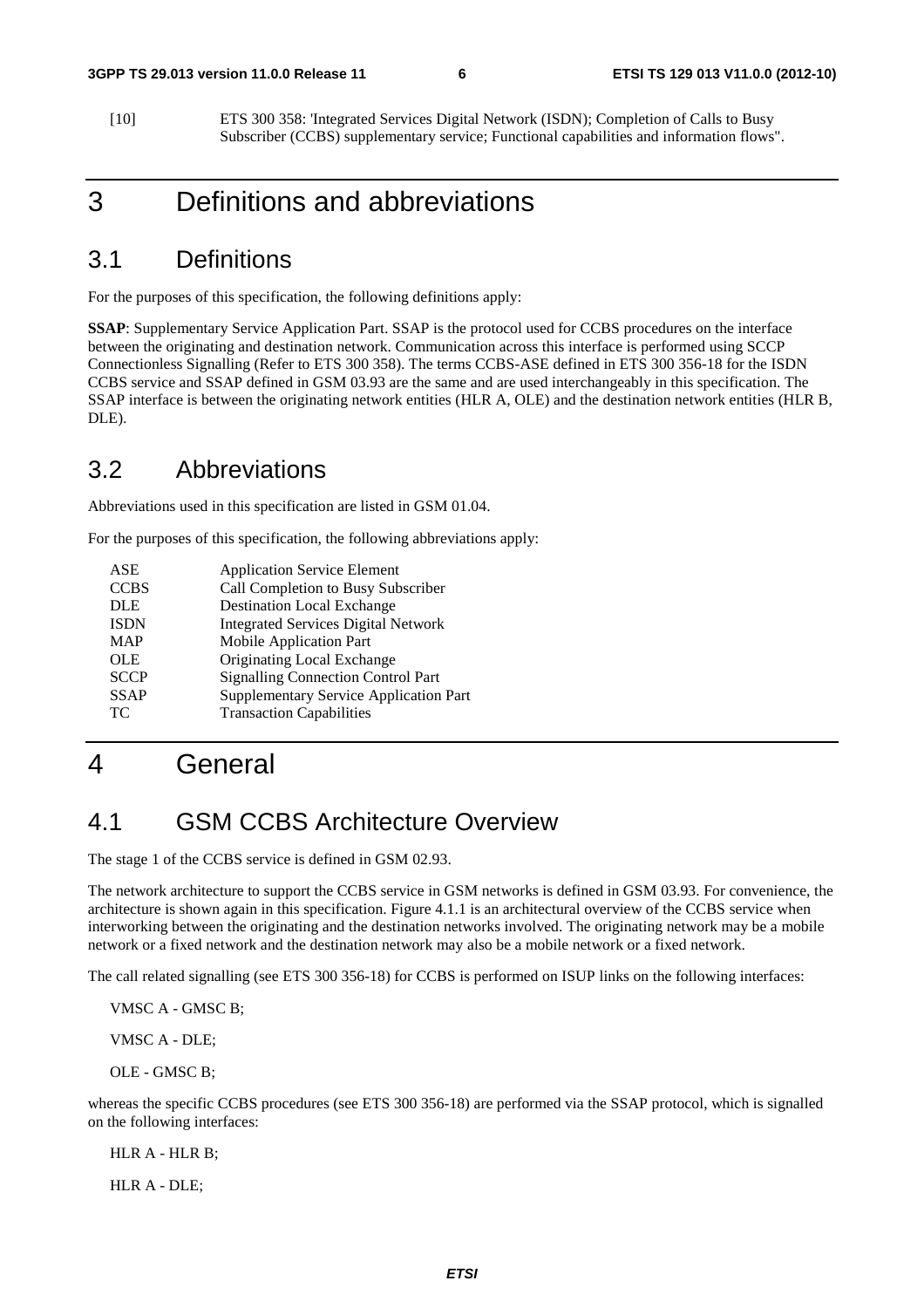[10] ETS 300 358: 'Integrated Services Digital Network (ISDN); Completion of Calls to Busy Subscriber (CCBS) supplementary service; Functional capabilities and information flows".

# 3 Definitions and abbreviations

## 3.1 Definitions

For the purposes of this specification, the following definitions apply:

**SSAP**: Supplementary Service Application Part. SSAP is the protocol used for CCBS procedures on the interface between the originating and destination network. Communication across this interface is performed using SCCP Connectionless Signalling (Refer to ETS 300 358). The terms CCBS-ASE defined in ETS 300 356-18 for the ISDN CCBS service and SSAP defined in GSM 03.93 are the same and are used interchangeably in this specification. The SSAP interface is between the originating network entities (HLR A, OLE) and the destination network entities (HLR B, DLE).

## 3.2 Abbreviations

Abbreviations used in this specification are listed in GSM 01.04.

For the purposes of this specification, the following abbreviations apply:

| | |
|---|---|
| ASE | Application Service Element |
| CCBS | Call Completion to Busy Subscriber |
| DLE | Destination Local Exchange |
| ISDN | Integrated Services Digital Network |
| MAP | Mobile Application Part |
| OLE | Originating Local Exchange |
| SCCP | Signalling Connection Control Part |
| SSAP | Supplementary Service Application Part |
| TC | Transaction Capabilities |

# 4 General

## 4.1 GSM CCBS Architecture Overview

The stage 1 of the CCBS service is defined in GSM 02.93.

The network architecture to support the CCBS service in GSM networks is defined in GSM 03.93. For convenience, the architecture is shown again in this specification. Figure 4.1.1 is an architectural overview of the CCBS service when interworking between the originating and the destination networks involved. The originating network may be a mobile network or a fixed network and the destination network may also be a mobile network or a fixed network.

The call related signalling (see ETS 300 356-18) for CCBS is performed on ISUP links on the following interfaces:

VMSC A - GMSC B;

VMSC A - DLE;

OLE - GMSC B;

whereas the specific CCBS procedures (see ETS 300 356-18) are performed via the SSAP protocol, which is signalled on the following interfaces:

HLR A - HLR B;

HLR A - DLE;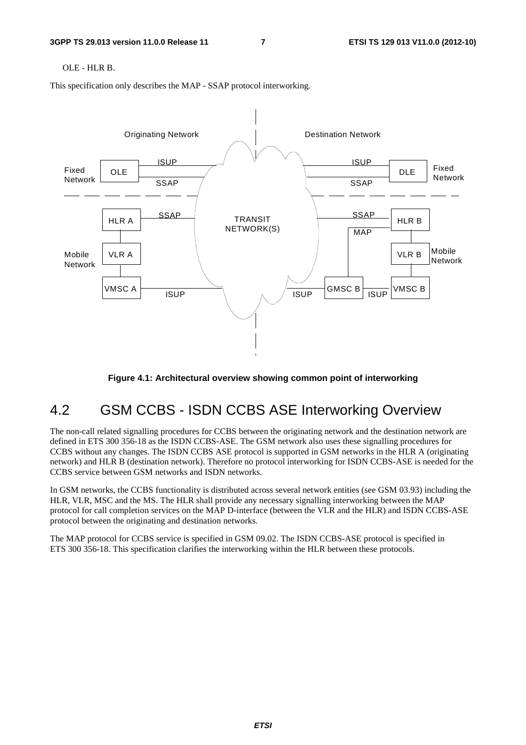OLE - HLR B.

This specification only describes the MAP - SSAP protocol interworking.

**Figure 4.1: Architectural overview showing common point of interworking**

## 4.2 GSM CCBS - ISDN CCBS ASE Interworking Overview

The non-call related signalling procedures for CCBS between the originating network and the destination network are defined in ETS 300 356-18 as the ISDN CCBS-ASE. The GSM network also uses these signalling procedures for CCBS without any changes. The ISDN CCBS ASE protocol is supported in GSM networks in the HLR A (originating network) and HLR B (destination network). Therefore no protocol interworking for ISDN CCBS-ASE is needed for the CCBS service between GSM networks and ISDN networks.

In GSM networks, the CCBS functionality is distributed across several network entities (see GSM 03.93) including the HLR, VLR, MSC and the MS. The HLR shall provide any necessary signalling interworking between the MAP protocol for call completion services on the MAP D-interface (between the VLR and the HLR) and ISDN CCBS-ASE protocol between the originating and destination networks.

The MAP protocol for CCBS service is specified in GSM 09.02. The ISDN CCBS-ASE protocol is specified in ETS 300 356-18. This specification clarifies the interworking within the HLR between these protocols.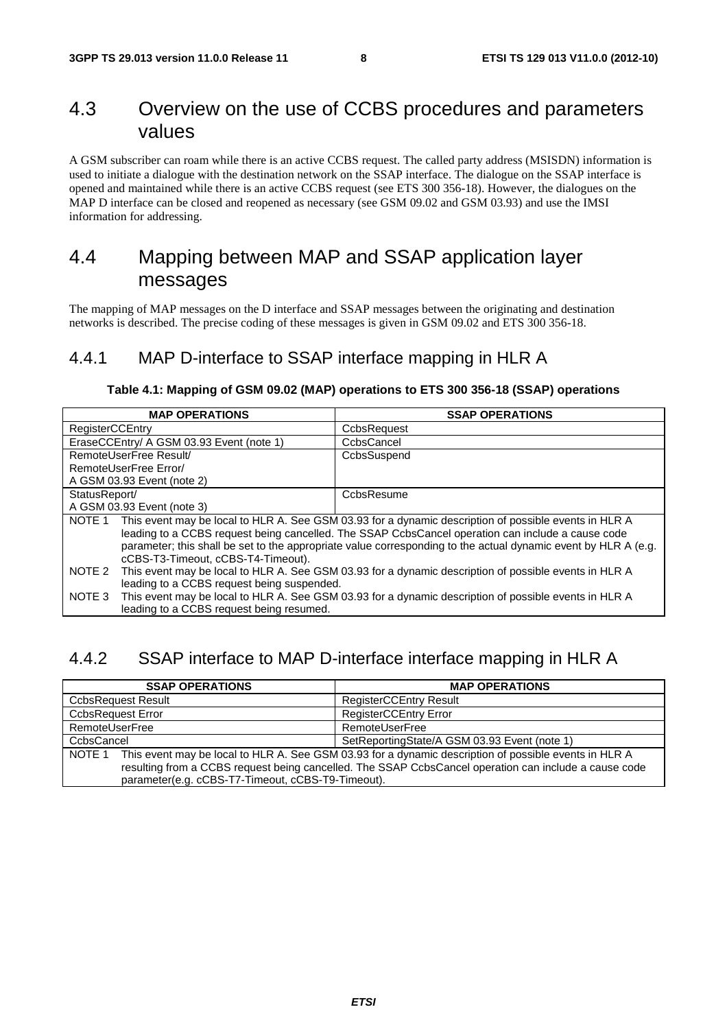## 4.3 Overview on the use of CCBS procedures and parameters values

A GSM subscriber can roam while there is an active CCBS request. The called party address (MSISDN) information is used to initiate a dialogue with the destination network on the SSAP interface. The dialogue on the SSAP interface is opened and maintained while there is an active CCBS request (see ETS 300 356-18). However, the dialogues on the MAP D interface can be closed and reopened as necessary (see GSM 09.02 and GSM 03.93) and use the IMSI information for addressing.

## 4.4 Mapping between MAP and SSAP application layer messages

The mapping of MAP messages on the D interface and SSAP messages between the originating and destination networks is described. The precise coding of these messages is given in GSM 09.02 and ETS 300 356-18.

### 4.4.1 MAP D-interface to SSAP interface mapping in HLR A

**Table 4.1: Mapping of GSM 09.02 (MAP) operations to ETS 300 356-18 (SSAP) operations**

| MAP OPERATIONS | SSAP OPERATIONS |
|---|---|
| RegisterCCEntry | CcbsRequest |
| EraseCCEntry/ A GSM 03.93 Event (note 1) | CcbsCancel |
| RemoteUserFree Result/<br>RemoteUserFree Error/<br>A GSM 03.93 Event (note 2) | CcbsSuspend |
| StatusReport/<br>A GSM 03.93 Event (note 3) | CcbsResume |
| NOTE 1 This event may be local to HLR A. See GSM 03.93 for a dynamic description of possible events in HLR A leading to a CCBS request being cancelled. The SSAP CcbsCancel operation can include a cause code parameter; this shall be set to the appropriate value corresponding to the actual dynamic event by HLR A (e.g. cCBS-T3-Timeout, cCBS-T4-Timeout).<br>NOTE 2 This event may be local to HLR A. See GSM 03.93 for a dynamic description of possible events in HLR A leading to a CCBS request being suspended.<br>NOTE 3 This event may be local to HLR A. See GSM 03.93 for a dynamic description of possible events in HLR A leading to a CCBS request being resumed. | |

### 4.4.2 SSAP interface to MAP D-interface interface mapping in HLR A

| SSAP OPERATIONS | MAP OPERATIONS |
|---|---|
| CcbsRequest Result | RegisterCCEntry Result |
| CcbsRequest Error | RegisterCCEntry Error |
| RemoteUserFree | RemoteUserFree |
| CcbsCancel | SetReportingState/A GSM 03.93 Event (note 1) |
| NOTE 1 This event may be local to HLR A. See GSM 03.93 for a dynamic description of possible events in HLR A resulting from a CCBS request being cancelled. The SSAP CcbsCancel operation can include a cause code parameter(e.g. cCBS-T7-Timeout, cCBS-T9-Timeout). | |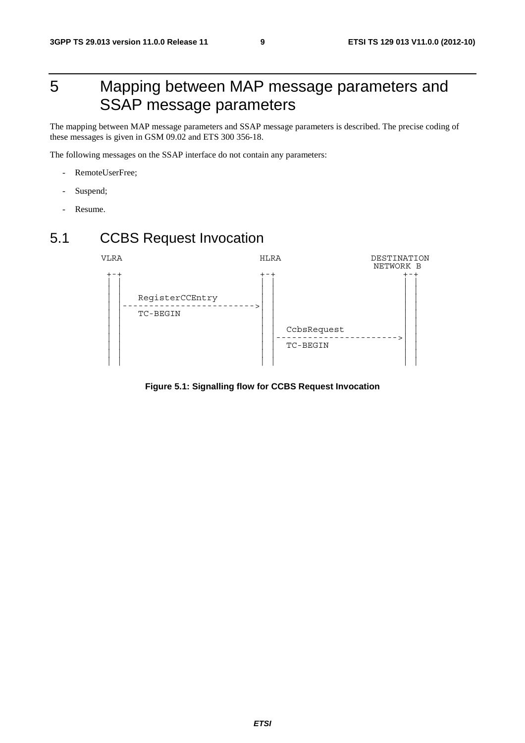# 5 Mapping between MAP message parameters and SSAP message parameters

The mapping between MAP message parameters and SSAP message parameters is described. The precise coding of these messages is given in GSM 09.02 and ETS 300 356-18.

The following messages on the SSAP interface do not contain any parameters:

- RemoteUserFree;
- Suspend;
- Resume.

## 5.1 CCBS Request Invocation

```
  VLRA                           HLRA                 DESTINATION
                                                        NETWORK B
   +-+                            +-+                        +-+
   | |                            | |                        | |
   | |                            | |                        | |
   | |    RegisterCCEntry         | |                        | |
   | |-------------------------->| |                        | |
   | |    TC-BEGIN                | |                        | |
   | |                            | |                        | |
   | |                            | |   CcbsRequest          | |
   | |                            | |----------------------->| |
   | |                            | |   TC-BEGIN             | |
   | |                            | |                        | |
   | |                            | |                        | |
```

**Figure 5.1: Signalling flow for CCBS Request Invocation**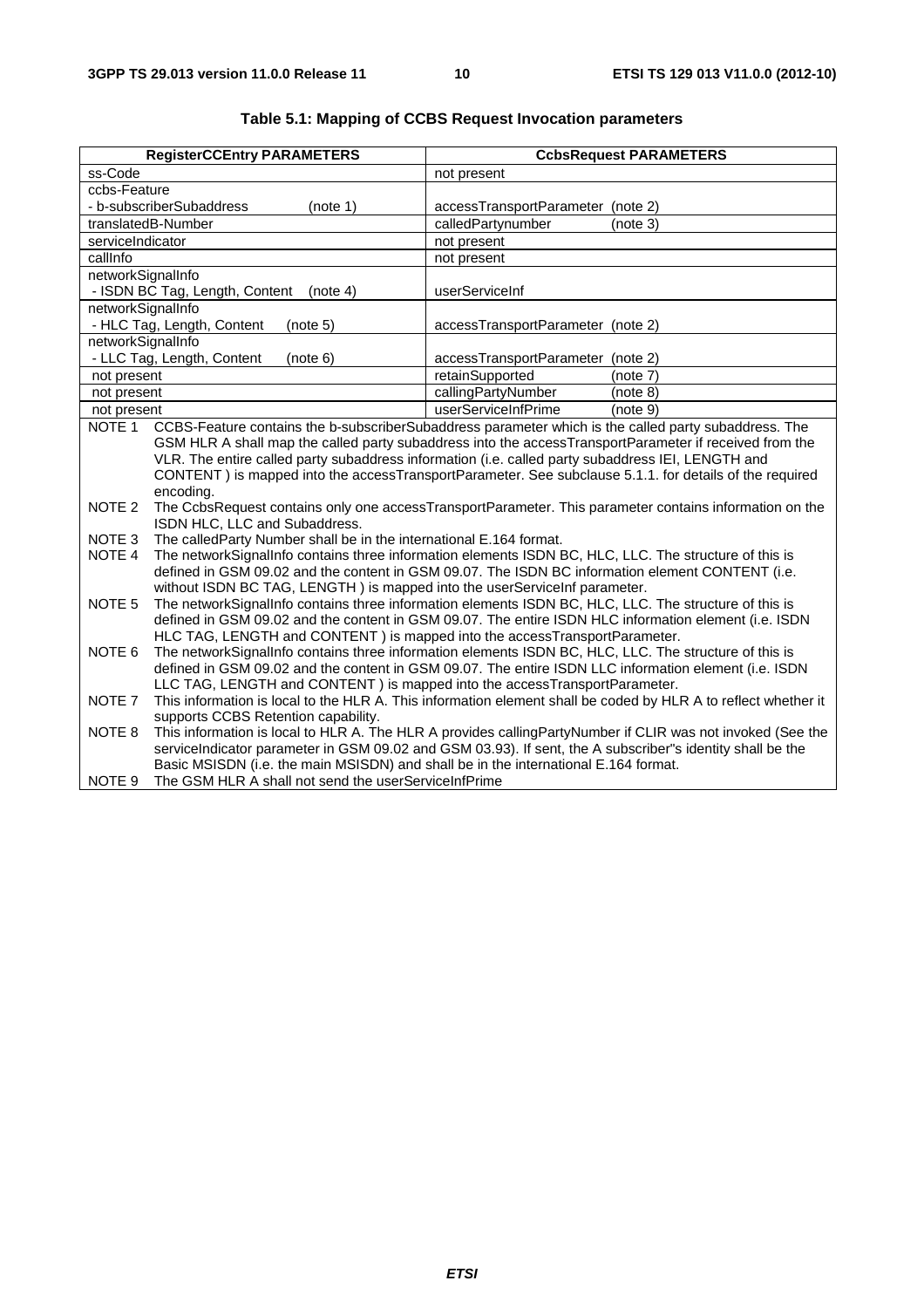**Table 5.1: Mapping of CCBS Request Invocation parameters**

| RegisterCCEntry PARAMETERS | CcbsRequest PARAMETERS |
|---|---|
| ss-Code | not present |
| ccbs-Feature<br>- b-subscriberSubaddress (note 1) | accessTransportParameter (note 2) |
| translatedB-Number | calledPartynumber (note 3) |
| serviceIndicator | not present |
| callInfo | not present |
| networkSignalInfo<br>- ISDN BC Tag, Length, Content (note 4) | userServiceInf |
| networkSignalInfo<br>- HLC Tag, Length, Content (note 5) | accessTransportParameter (note 2) |
| networkSignalInfo<br>- LLC Tag, Length, Content (note 6) | accessTransportParameter (note 2) |
| not present | retainSupported (note 7) |
| not present | callingPartyNumber (note 8) |
| not present | userServiceInfPrime (note 9) |

NOTE 1 CCBS-Feature contains the b-subscriberSubaddress parameter which is the called party subaddress. The GSM HLR A shall map the called party subaddress into the accessTransportParameter if received from the VLR. The entire called party subaddress information (i.e. called party subaddress IEI, LENGTH and CONTENT ) is mapped into the accessTransportParameter. See subclause 5.1.1. for details of the required encoding.

NOTE 2 The CcbsRequest contains only one accessTransportParameter. This parameter contains information on the ISDN HLC, LLC and Subaddress.

NOTE 3 The calledParty Number shall be in the international E.164 format.

NOTE 4 The networkSignalInfo contains three information elements ISDN BC, HLC, LLC. The structure of this is defined in GSM 09.02 and the content in GSM 09.07. The ISDN BC information element CONTENT (i.e. without ISDN BC TAG, LENGTH ) is mapped into the userServiceInf parameter.

NOTE 5 The networkSignalInfo contains three information elements ISDN BC, HLC, LLC. The structure of this is defined in GSM 09.02 and the content in GSM 09.07. The entire ISDN HLC information element (i.e. ISDN HLC TAG, LENGTH and CONTENT ) is mapped into the accessTransportParameter.

NOTE 6 The networkSignalInfo contains three information elements ISDN BC, HLC, LLC. The structure of this is defined in GSM 09.02 and the content in GSM 09.07. The entire ISDN LLC information element (i.e. ISDN LLC TAG, LENGTH and CONTENT ) is mapped into the accessTransportParameter.

NOTE 7 This information is local to the HLR A. This information element shall be coded by HLR A to reflect whether it supports CCBS Retention capability.

NOTE 8 This information is local to HLR A. The HLR A provides callingPartyNumber if CLIR was not invoked (See the serviceIndicator parameter in GSM 09.02 and GSM 03.93). If sent, the A subscriber"s identity shall be the Basic MSISDN (i.e. the main MSISDN) and shall be in the international E.164 format.

NOTE 9 The GSM HLR A shall not send the userServiceInfPrime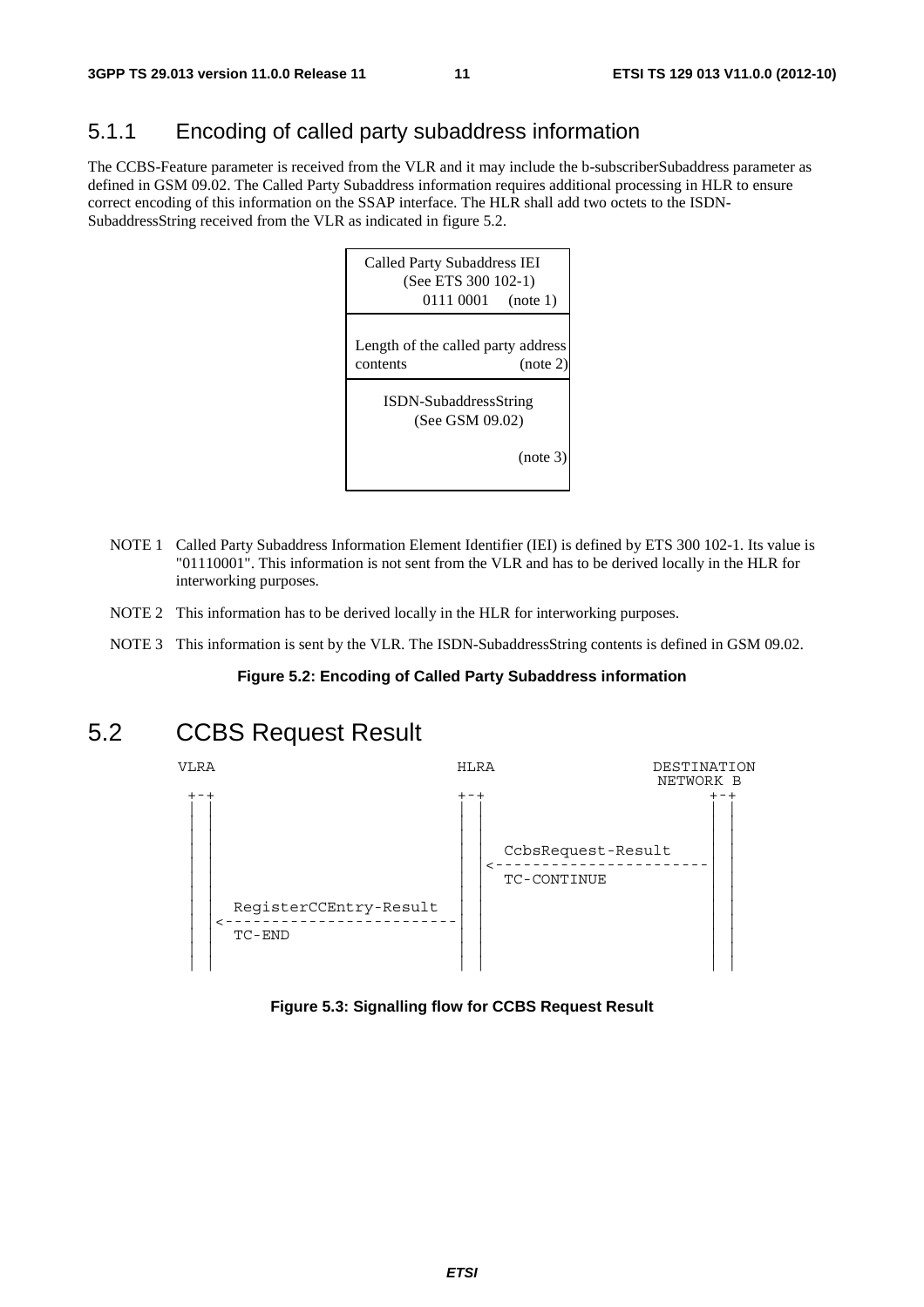### 5.1.1 Encoding of called party subaddress information

The CCBS-Feature parameter is received from the VLR and it may include the b-subscriberSubaddress parameter as defined in GSM 09.02. The Called Party Subaddress information requires additional processing in HLR to ensure correct encoding of this information on the SSAP interface. The HLR shall add two octets to the ISDN-SubaddressString received from the VLR as indicated in figure 5.2.

| Called Party Subaddress IEI (See ETS 300 102-1) 0111 0001 (note 1) |
|---|
| Length of the called party address contents (note 2) |
| ISDN-SubaddressString (See GSM 09.02) (note 3) |

NOTE 1 Called Party Subaddress Information Element Identifier (IEI) is defined by ETS 300 102-1. Its value is "01110001". This information is not sent from the VLR and has to be derived locally in the HLR for interworking purposes.

NOTE 2 This information has to be derived locally in the HLR for interworking purposes.

NOTE 3 This information is sent by the VLR. The ISDN-SubaddressString contents is defined in GSM 09.02.

**Figure 5.2: Encoding of Called Party Subaddress information**

## 5.2 CCBS Request Result

```
VLRA                              HLRA                 DESTINATION
                                                         NETWORK B
 +-+                              +-+                       +-+
 | |                              | |                       | |
 | |                              | |                       | |
 | |                              | |   CcbsRequest-Result  | |
 | |                              | |<----------------------| |
 | |                              | |   TC-CONTINUE         | |
 | |                              | |                       | |
 | |  RegisterCCEntry-Result      | |                       | |
 | |<-----------------------------| |                       | |
 | |  TC-END                      | |                       | |
 | |                              | |                       | |
```

**Figure 5.3: Signalling flow for CCBS Request Result**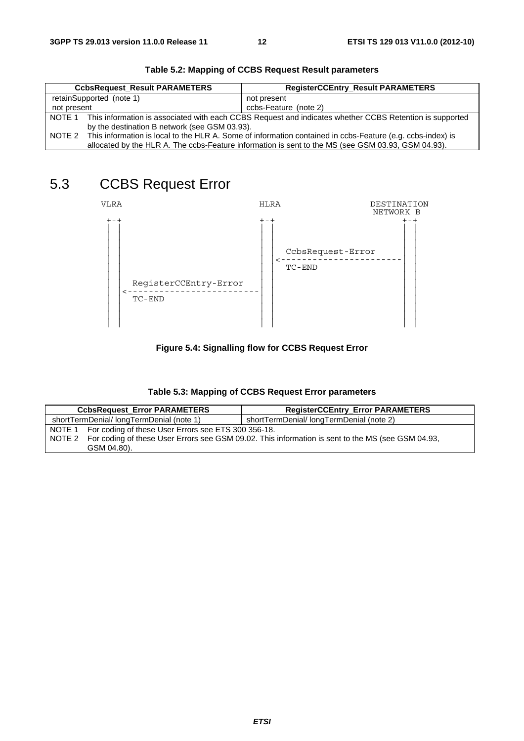**Table 5.2: Mapping of CCBS Request Result parameters**

| CcbsRequest_Result PARAMETERS | RegisterCCEntry_Result PARAMETERS |
|---|---|
| retainSupported (note 1) | not present |
| not present | ccbs-Feature (note 2) |
| NOTE 1 This information is associated with each CCBS Request and indicates whether CCBS Retention is supported by the destination B network (see GSM 03.93). | |
| NOTE 2 This information is local to the HLR A. Some of information contained in ccbs-Feature (e.g. ccbs-index) is allocated by the HLR A. The ccbs-Feature information is sent to the MS (see GSM 03.93, GSM 04.93). | |

## 5.3 CCBS Request Error

```
 VLRA                              HLRA                 DESTINATION
                                                         NETWORK B
  +-+                              +-+                     +-+
  | |                              | |                     | |
  | |                              | |                     | |
  | |                              | |  CcbsRequest-Error  | |
  | |                              | |<--------------------| |
  | |                              | |  TC-END             | |
  | |  RegisterCCEntry-Error       | |                     | |
  | |<-----------------------------| |                     | |
  | |  TC-END                      | |                     | |
  | |                              | |                     | |
  | |                              | |                     | |
```

**Figure 5.4: Signalling flow for CCBS Request Error**

**Table 5.3: Mapping of CCBS Request Error parameters**

| CcbsRequest_Error PARAMETERS | RegisterCCEntry_Error PARAMETERS |
|---|---|
| shortTermDenial/ longTermDenial (note 1) | shortTermDenial/ longTermDenial (note 2) |
| NOTE 1 For coding of these User Errors see ETS 300 356-18.<br>NOTE 2 For coding of these User Errors see GSM 09.02. This information is sent to the MS (see GSM 04.93, GSM 04.80). | |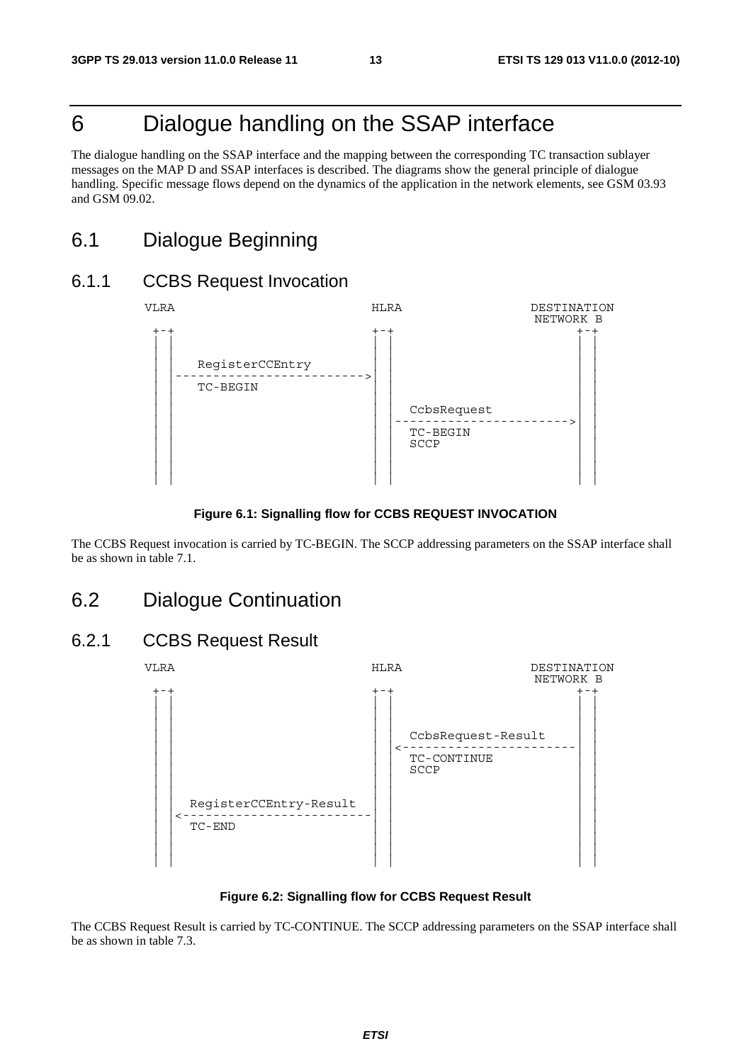# 6 Dialogue handling on the SSAP interface

The dialogue handling on the SSAP interface and the mapping between the corresponding TC transaction sublayer messages on the MAP D and SSAP interfaces is described. The diagrams show the general principle of dialogue handling. Specific message flows depend on the dynamics of the application in the network elements, see GSM 03.93 and GSM 09.02.

## 6.1 Dialogue Beginning

### 6.1.1 CCBS Request Invocation

```
VLRA                               HLRA                 DESTINATION
                                                         NETWORK B
 +-+                                +-+                      +-+
 | |                                | |                      | |
 | |                                | |                      | |
 | |    RegisterCCEntry             | |                      | |
 | |  ------------------------->    | |                      | |
 | |    TC-BEGIN                    | |                      | |
 | |                                | |                      | |
 | |                                | |    CcbsRequest       | |
 | |                                | |  ----------------------->
 | |                                | |    TC-BEGIN          | |
 | |                                | |    SCCP              | |
 | |                                | |                      | |
 | |                                | |                      | |
 | |                                | |                      | |
```

**Figure 6.1: Signalling flow for CCBS REQUEST INVOCATION**

The CCBS Request invocation is carried by TC-BEGIN. The SCCP addressing parameters on the SSAP interface shall be as shown in table 7.1.

## 6.2 Dialogue Continuation

### 6.2.1 CCBS Request Result

```
VLRA                               HLRA                 DESTINATION
                                                         NETWORK B
 +-+                                +-+                      +-+
 | |                                | |                      | |
 | |                                | |                      | |
 | |                                | |    CcbsRequest-Result| |
 | |                                | | <----------------------
 | |                                | |    TC-CONTINUE       | |
 | |                                | |    SCCP              | |
 | |                                | |                      | |
 | |   RegisterCCEntry-Result       | |                      | |
 | | <-------------------------     | |                      | |
 | |   TC-END                       | |                      | |
 | |                                | |                      | |
 | |                                | |                      | |
```

**Figure 6.2: Signalling flow for CCBS Request Result**

The CCBS Request Result is carried by TC-CONTINUE. The SCCP addressing parameters on the SSAP interface shall be as shown in table 7.3.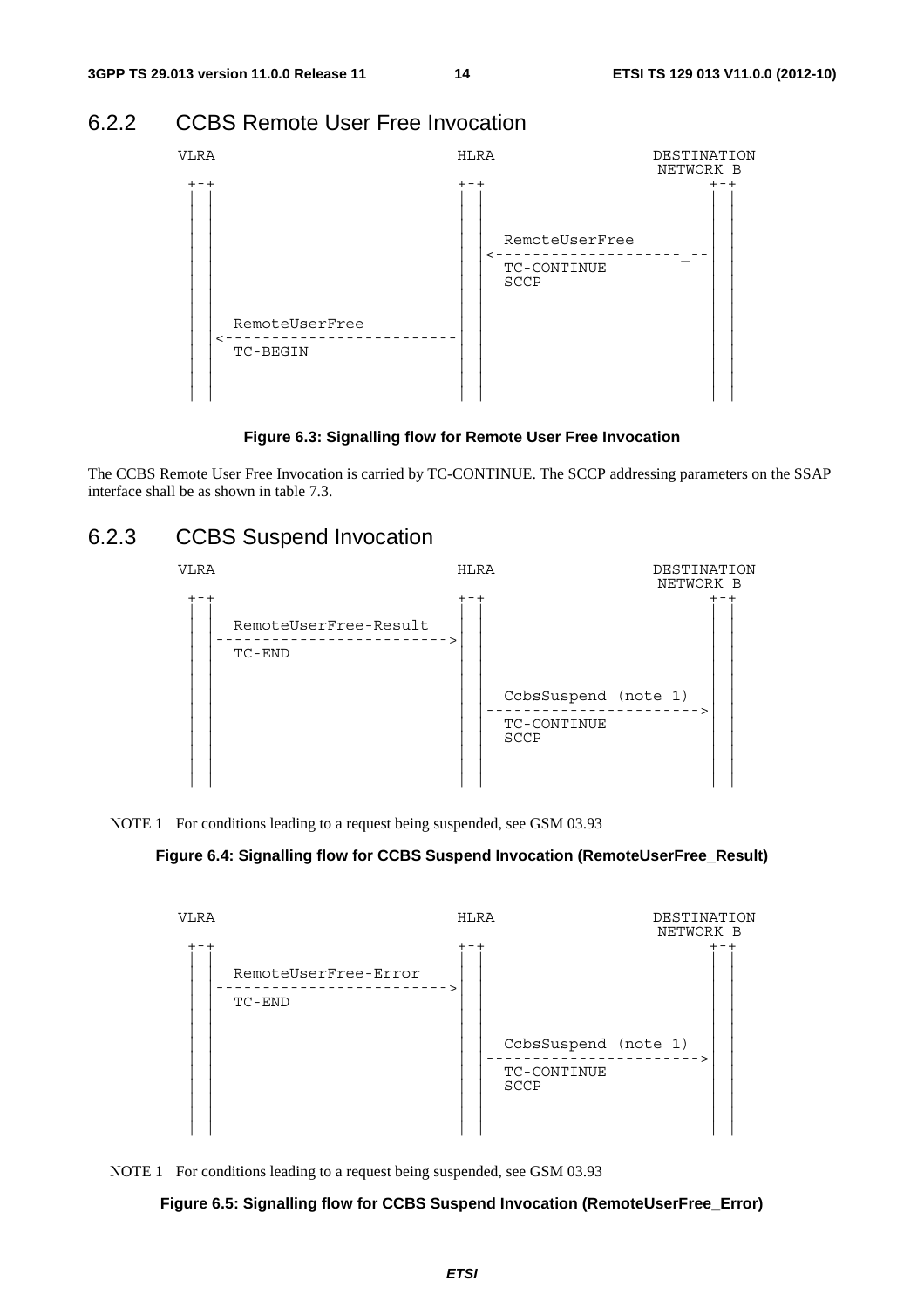## 6.2.2 CCBS Remote User Free Invocation

```
VLRA                            HLRA                     DESTINATION
                                                          NETWORK B
 +-+                             +-+                         +-+
 | |                             | |                         | |
 | |                             | |                         | |
 | |                             | |                         | |
 | |                             | |  RemoteUserFree         | |
 | |                             | |<--------------------_-- | |
 | |                             | |  TC-CONTINUE            | |
 | |                             | |  SCCP                   | |
 | |                             | |                         | |
 | |                             | |                         | |
 | |  RemoteUserFree             | |                         | |
 | |<--------------------------- | |                         | |
 | |  TC-BEGIN                   | |                         | |
 | |                             | |                         | |
 | |                             | |                         | |
 | |                             | |                         | |
```

**Figure 6.3: Signalling flow for Remote User Free Invocation**

The CCBS Remote User Free Invocation is carried by TC-CONTINUE. The SCCP addressing parameters on the SSAP interface shall be as shown in table 7.3.

## 6.2.3 CCBS Suspend Invocation

```
VLRA                            HLRA                     DESTINATION
                                                          NETWORK B
 +-+                             +-+                         +-+
 | |                             | |                         | |
 | |  RemoteUserFree-Result      | |                         | |
 | |---------------------------->| |                         | |
 | |  TC-END                     | |                         | |
 | |                             | |                         | |
 | |                             | |                         | |
 | |                             | |  CcbsSuspend (note 1)   | |
 | |                             | |------------------------>| |
 | |                             | |  TC-CONTINUE            | |
 | |                             | |  SCCP                   | |
 | |                             | |                         | |
 | |                             | |                         | |
```

NOTE 1 For conditions leading to a request being suspended, see GSM 03.93

**Figure 6.4: Signalling flow for CCBS Suspend Invocation (RemoteUserFree_Result)**

```
VLRA                            HLRA                     DESTINATION
                                                          NETWORK B
 +-+                             +-+                         +-+
 | |                             | |                         | |
 | |  RemoteUserFree-Error       | |                         | |
 | |---------------------------->| |                         | |
 | |  TC-END                     | |                         | |
 | |                             | |                         | |
 | |                             | |                         | |
 | |                             | |  CcbsSuspend (note 1)   | |
 | |                             | |------------------------>| |
 | |                             | |  TC-CONTINUE            | |
 | |                             | |  SCCP                   | |
 | |                             | |                         | |
 | |                             | |                         | |
```

NOTE 1 For conditions leading to a request being suspended, see GSM 03.93

**Figure 6.5: Signalling flow for CCBS Suspend Invocation (RemoteUserFree_Error)**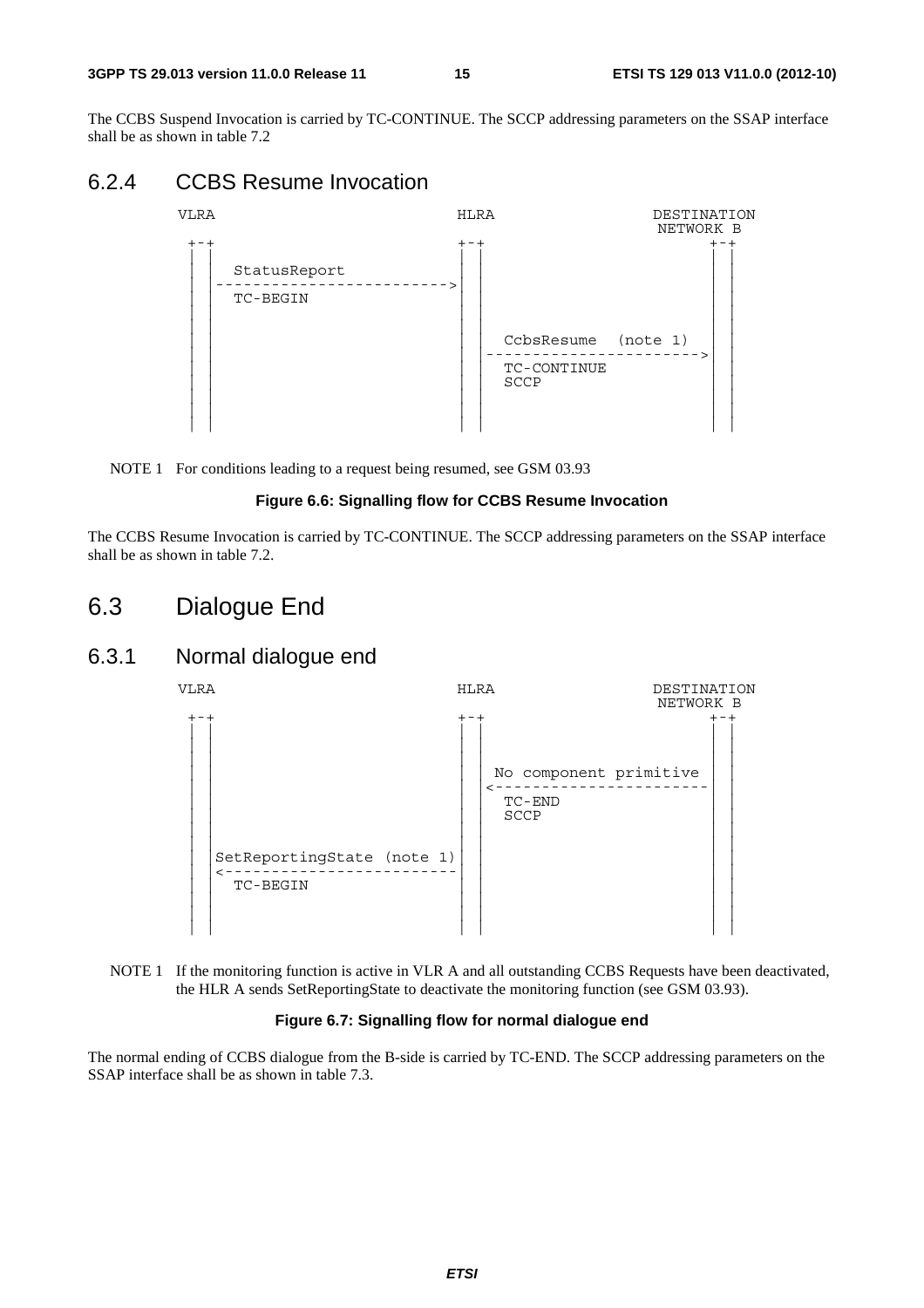The CCBS Suspend Invocation is carried by TC-CONTINUE. The SCCP addressing parameters on the SSAP interface shall be as shown in table 7.2

### 6.2.4 CCBS Resume Invocation

```
 VLRA                              HLRA                DESTINATION
                                                        NETWORK B
  +-+                               +-+                      +-+
  | |                               | |                      | |
  | |  StatusReport                 | |                      | |
  | |-------------------------->    | |                      | |
  | |  TC-BEGIN                     | |                      | |
  | |                               | |                      | |
  | |                               | |  CcbsResume  (note 1)| |
  | |                               | |----------------------->| |
  | |                               | |  TC-CONTINUE         | |
  | |                               | |  SCCP                | |
  | |                               | |                      | |
```

NOTE 1 For conditions leading to a request being resumed, see GSM 03.93

**Figure 6.6: Signalling flow for CCBS Resume Invocation**

The CCBS Resume Invocation is carried by TC-CONTINUE. The SCCP addressing parameters on the SSAP interface shall be as shown in table 7.2.

## 6.3 Dialogue End

### 6.3.1 Normal dialogue end

```
 VLRA                              HLRA                DESTINATION
                                                        NETWORK B
  +-+                               +-+                      +-+
  | |                               | |                      | |
  | |                               | | No component primitive| |
  | |                               | |<-----------------------| |
  | |                               | |  TC-END              | |
  | |                               | |  SCCP                | |
  | |                               | |                      | |
  | |SetReportingState (note 1)     | |                      | |
  | |<--------------------------    | |                      | |
  | |  TC-BEGIN                     | |                      | |
  | |                               | |                      | |
```

NOTE 1 If the monitoring function is active in VLR A and all outstanding CCBS Requests have been deactivated, the HLR A sends SetReportingState to deactivate the monitoring function (see GSM 03.93).

**Figure 6.7: Signalling flow for normal dialogue end**

The normal ending of CCBS dialogue from the B-side is carried by TC-END. The SCCP addressing parameters on the SSAP interface shall be as shown in table 7.3.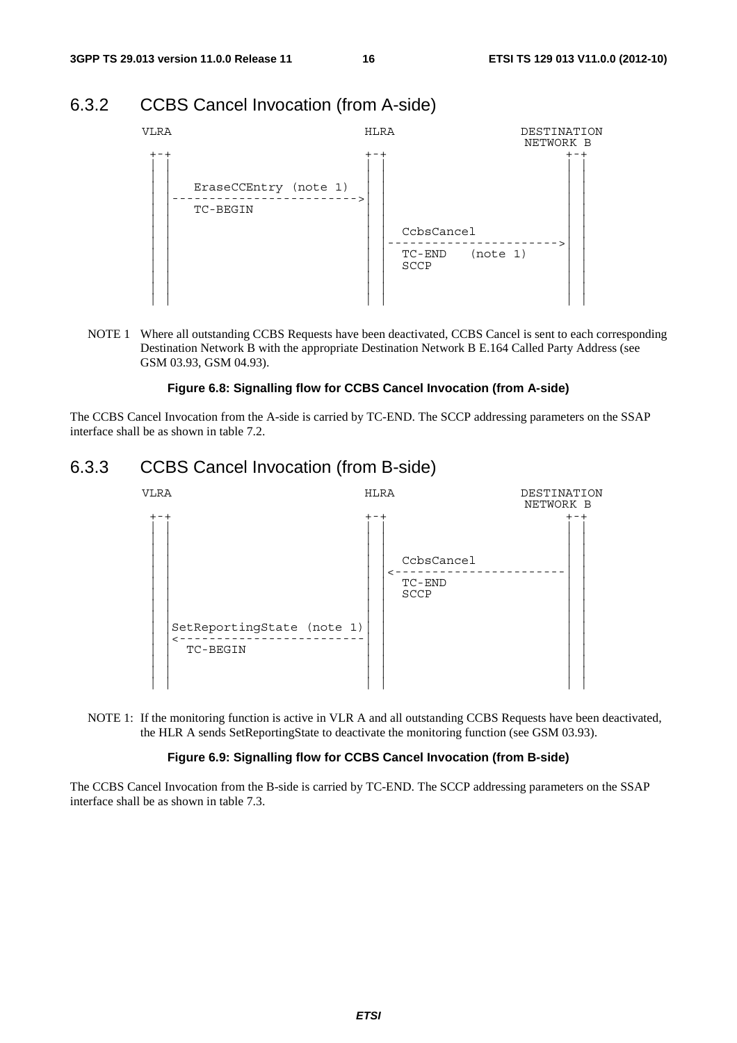### 6.3.2 CCBS Cancel Invocation (from A-side)

```
VLRA                              HLRA                 DESTINATION
                                                        NETWORK B
 +-+                              +-+                      +-+
 | |                              | |                      | |
 | |                              | |                      | |
 | |   EraseCCEntry (note 1)      | |                      | |
 | |----------------------------->| |                      | |
 | |   TC-BEGIN                   | |                      | |
 | |                              | |                      | |
 | |                              | |  CcbsCancel          | |
 | |                              | |--------------------->| |
 | |                              | |  TC-END   (note 1)   | |
 | |                              | |  SCCP                | |
 | |                              | |                      | |
 | |                              | |                      | |
```

NOTE 1 Where all outstanding CCBS Requests have been deactivated, CCBS Cancel is sent to each corresponding Destination Network B with the appropriate Destination Network B E.164 Called Party Address (see GSM 03.93, GSM 04.93).

**Figure 6.8: Signalling flow for CCBS Cancel Invocation (from A-side)**

The CCBS Cancel Invocation from the A-side is carried by TC-END. The SCCP addressing parameters on the SSAP interface shall be as shown in table 7.2.

### 6.3.3 CCBS Cancel Invocation (from B-side)

```
VLRA                              HLRA                 DESTINATION
                                                        NETWORK B
 +-+                              +-+                      +-+
 | |                              | |                      | |
 | |                              | |                      | |
 | |                              | |  CcbsCancel          | |
 | |                              | |<---------------------| |
 | |                              | |  TC-END              | |
 | |                              | |  SCCP                | |
 | |                              | |                      | |
 | | SetReportingState (note 1)   | |                      | |
 | |<-----------------------------| |                      | |
 | |   TC-BEGIN                   | |                      | |
 | |                              | |                      | |
 | |                              | |                      | |
```

NOTE 1: If the monitoring function is active in VLR A and all outstanding CCBS Requests have been deactivated, the HLR A sends SetReportingState to deactivate the monitoring function (see GSM 03.93).

**Figure 6.9: Signalling flow for CCBS Cancel Invocation (from B-side)**

The CCBS Cancel Invocation from the B-side is carried by TC-END. The SCCP addressing parameters on the SSAP interface shall be as shown in table 7.3.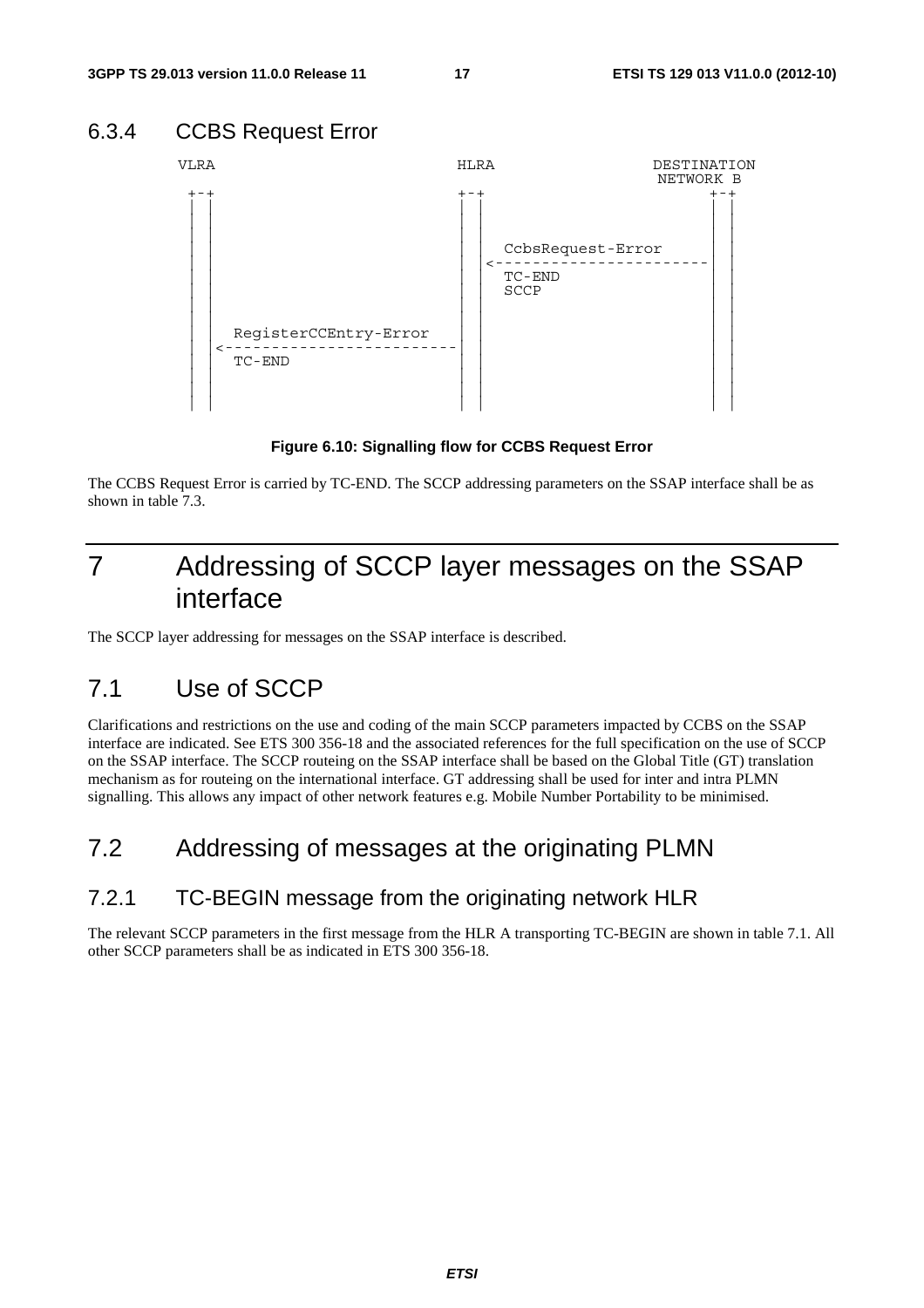### 6.3.4 CCBS Request Error

```
 VLRA                          HLRA                 DESTINATION
                                                     NETWORK B
  +-+                           +-+                      +-+
  | |                           | |                      | |
  | |                           | |                      | |
  | |                           | |                      | |
  | |                           | |  CcbsRequest-Error   | |
  | |                           | |<---------------------| |
  | |                           | |  TC-END              | |
  | |                           | |  SCCP                | |
  | |                           | |                      | |
  | |                           | |                      | |
  | |  RegisterCCEntry-Error    | |                      | |
  | |<--------------------------| |                      | |
  | |  TC-END                   | |                      | |
  | |                           | |                      | |
  | |                           | |                      | |
  | |                           | |                      | |
```

**Figure 6.10: Signalling flow for CCBS Request Error**

The CCBS Request Error is carried by TC-END. The SCCP addressing parameters on the SSAP interface shall be as shown in table 7.3.

# 7 Addressing of SCCP layer messages on the SSAP interface

The SCCP layer addressing for messages on the SSAP interface is described.

## 7.1 Use of SCCP

Clarifications and restrictions on the use and coding of the main SCCP parameters impacted by CCBS on the SSAP interface are indicated. See ETS 300 356-18 and the associated references for the full specification on the use of SCCP on the SSAP interface. The SCCP routeing on the SSAP interface shall be based on the Global Title (GT) translation mechanism as for routeing on the international interface. GT addressing shall be used for inter and intra PLMN signalling. This allows any impact of other network features e.g. Mobile Number Portability to be minimised.

## 7.2 Addressing of messages at the originating PLMN

### 7.2.1 TC-BEGIN message from the originating network HLR

The relevant SCCP parameters in the first message from the HLR A transporting TC-BEGIN are shown in table 7.1. All other SCCP parameters shall be as indicated in ETS 300 356-18.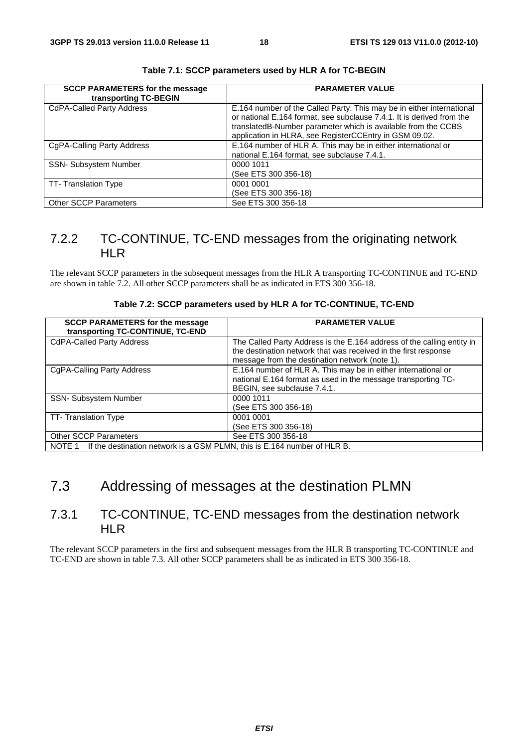**Table 7.1: SCCP parameters used by HLR A for TC-BEGIN**

| SCCP PARAMETERS for the message transporting TC-BEGIN | PARAMETER VALUE |
|---|---|
| CdPA-Called Party Address | E.164 number of the Called Party. This may be in either international or national E.164 format, see subclause 7.4.1. It is derived from the translatedB-Number parameter which is available from the CCBS application in HLRA, see RegisterCCEntry in GSM 09.02. |
| CgPA-Calling Party Address | E.164 number of HLR A. This may be in either international or national E.164 format, see subclause 7.4.1. |
| SSN- Subsystem Number | 0000 1011<br>(See ETS 300 356-18) |
| TT- Translation Type | 0001 0001<br>(See ETS 300 356-18) |
| Other SCCP Parameters | See ETS 300 356-18 |

### 7.2.2 TC-CONTINUE, TC-END messages from the originating network HLR

The relevant SCCP parameters in the subsequent messages from the HLR A transporting TC-CONTINUE and TC-END are shown in table 7.2. All other SCCP parameters shall be as indicated in ETS 300 356-18.

**Table 7.2: SCCP parameters used by HLR A for TC-CONTINUE, TC-END**

| SCCP PARAMETERS for the message transporting TC-CONTINUE, TC-END | PARAMETER VALUE |
|---|---|
| CdPA-Called Party Address | The Called Party Address is the E.164 address of the calling entity in the destination network that was received in the first response message from the destination network (note 1). |
| CgPA-Calling Party Address | E.164 number of HLR A. This may be in either international or national E.164 format as used in the message transporting TC-BEGIN, see subclause 7.4.1. |
| SSN- Subsystem Number | 0000 1011<br>(See ETS 300 356-18) |
| TT- Translation Type | 0001 0001<br>(See ETS 300 356-18) |
| Other SCCP Parameters | See ETS 300 356-18 |
| NOTE 1 If the destination network is a GSM PLMN, this is E.164 number of HLR B. | |

## 7.3 Addressing of messages at the destination PLMN

### 7.3.1 TC-CONTINUE, TC-END messages from the destination network HLR

The relevant SCCP parameters in the first and subsequent messages from the HLR B transporting TC-CONTINUE and TC-END are shown in table 7.3. All other SCCP parameters shall be as indicated in ETS 300 356-18.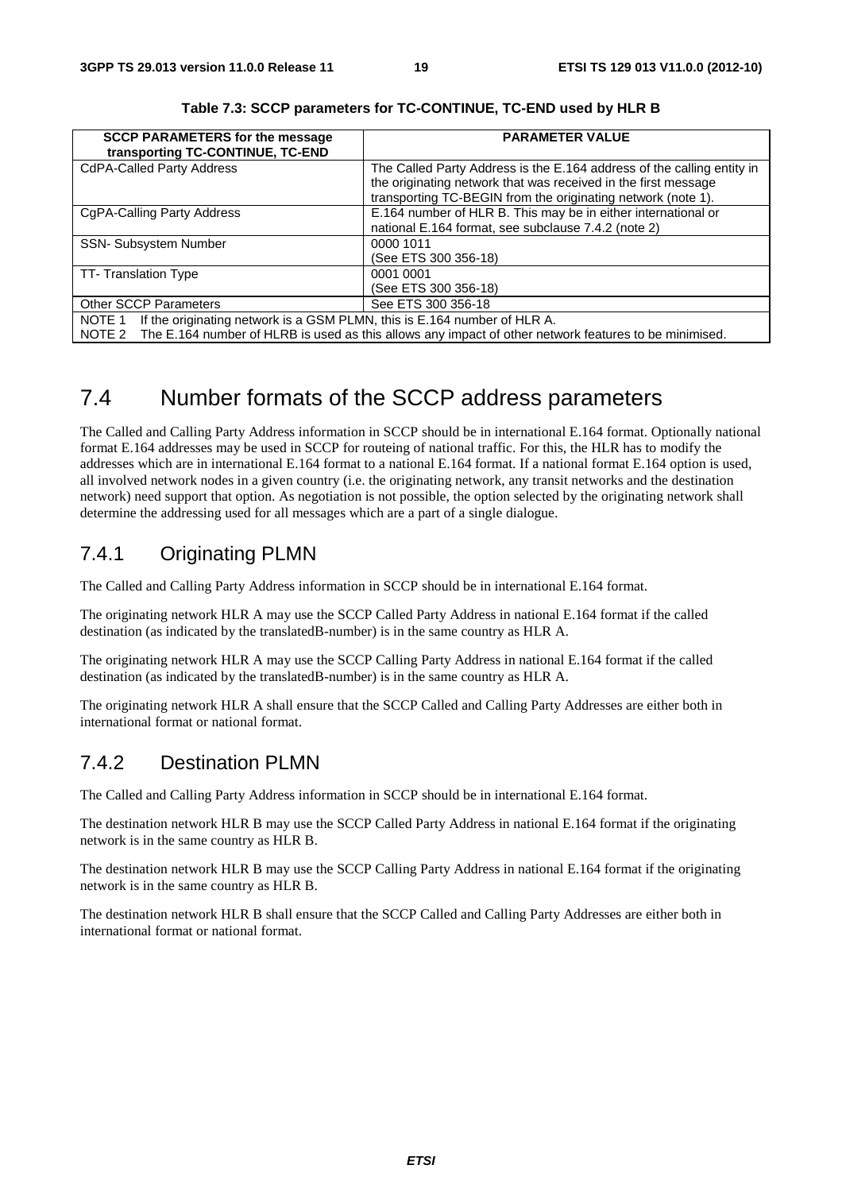**Table 7.3: SCCP parameters for TC-CONTINUE, TC-END used by HLR B**

| SCCP PARAMETERS for the message transporting TC-CONTINUE, TC-END | PARAMETER VALUE |
|---|---|
| CdPA-Called Party Address | The Called Party Address is the E.164 address of the calling entity in the originating network that was received in the first message transporting TC-BEGIN from the originating network (note 1). |
| CgPA-Calling Party Address | E.164 number of HLR B. This may be in either international or national E.164 format, see subclause 7.4.2 (note 2) |
| SSN- Subsystem Number | 0000 1011<br>(See ETS 300 356-18) |
| TT- Translation Type | 0001 0001<br>(See ETS 300 356-18) |
| Other SCCP Parameters | See ETS 300 356-18 |
| NOTE 1 If the originating network is a GSM PLMN, this is E.164 number of HLR A.<br>NOTE 2 The E.164 number of HLRB is used as this allows any impact of other network features to be minimised. | |

# 7.4 Number formats of the SCCP address parameters

The Called and Calling Party Address information in SCCP should be in international E.164 format. Optionally national format E.164 addresses may be used in SCCP for routeing of national traffic. For this, the HLR has to modify the addresses which are in international E.164 format to a national E.164 format. If a national format E.164 option is used, all involved network nodes in a given country (i.e. the originating network, any transit networks and the destination network) need support that option. As negotiation is not possible, the option selected by the originating network shall determine the addressing used for all messages which are a part of a single dialogue.

## 7.4.1 Originating PLMN

The Called and Calling Party Address information in SCCP should be in international E.164 format.

The originating network HLR A may use the SCCP Called Party Address in national E.164 format if the called destination (as indicated by the translatedB-number) is in the same country as HLR A.

The originating network HLR A may use the SCCP Calling Party Address in national E.164 format if the called destination (as indicated by the translatedB-number) is in the same country as HLR A.

The originating network HLR A shall ensure that the SCCP Called and Calling Party Addresses are either both in international format or national format.

## 7.4.2 Destination PLMN

The Called and Calling Party Address information in SCCP should be in international E.164 format.

The destination network HLR B may use the SCCP Called Party Address in national E.164 format if the originating network is in the same country as HLR B.

The destination network HLR B may use the SCCP Calling Party Address in national E.164 format if the originating network is in the same country as HLR B.

The destination network HLR B shall ensure that the SCCP Called and Calling Party Addresses are either both in international format or national format.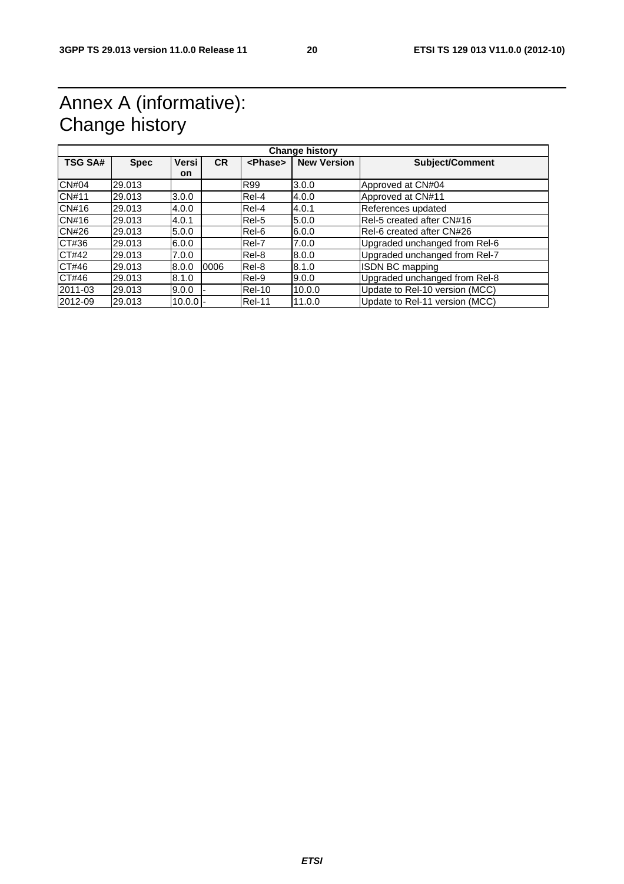# Annex A (informative): Change history

| Change history | | | | | | |
|---|---|---|---|---|---|---|
| **TSG SA#** | **Spec** | **Version** | **CR** | **<Phase>** | **New Version** | **Subject/Comment** |
| CN#04 | 29.013 | | | R99 | 3.0.0 | Approved at CN#04 |
| CN#11 | 29.013 | 3.0.0 | | Rel-4 | 4.0.0 | Approved at CN#11 |
| CN#16 | 29.013 | 4.0.0 | | Rel-4 | 4.0.1 | References updated |
| CN#16 | 29.013 | 4.0.1 | | Rel-5 | 5.0.0 | Rel-5 created after CN#16 |
| CN#26 | 29.013 | 5.0.0 | | Rel-6 | 6.0.0 | Rel-6 created after CN#26 |
| CT#36 | 29.013 | 6.0.0 | | Rel-7 | 7.0.0 | Upgraded unchanged from Rel-6 |
| CT#42 | 29.013 | 7.0.0 | | Rel-8 | 8.0.0 | Upgraded unchanged from Rel-7 |
| CT#46 | 29.013 | 8.0.0 | 0006 | Rel-8 | 8.1.0 | ISDN BC mapping |
| CT#46 | 29.013 | 8.1.0 | | Rel-9 | 9.0.0 | Upgraded unchanged from Rel-8 |
| 2011-03 | 29.013 | 9.0.0 | - | Rel-10 | 10.0.0 | Update to Rel-10 version (MCC) |
| 2012-09 | 29.013 | 10.0.0 | - | Rel-11 | 11.0.0 | Update to Rel-11 version (MCC) |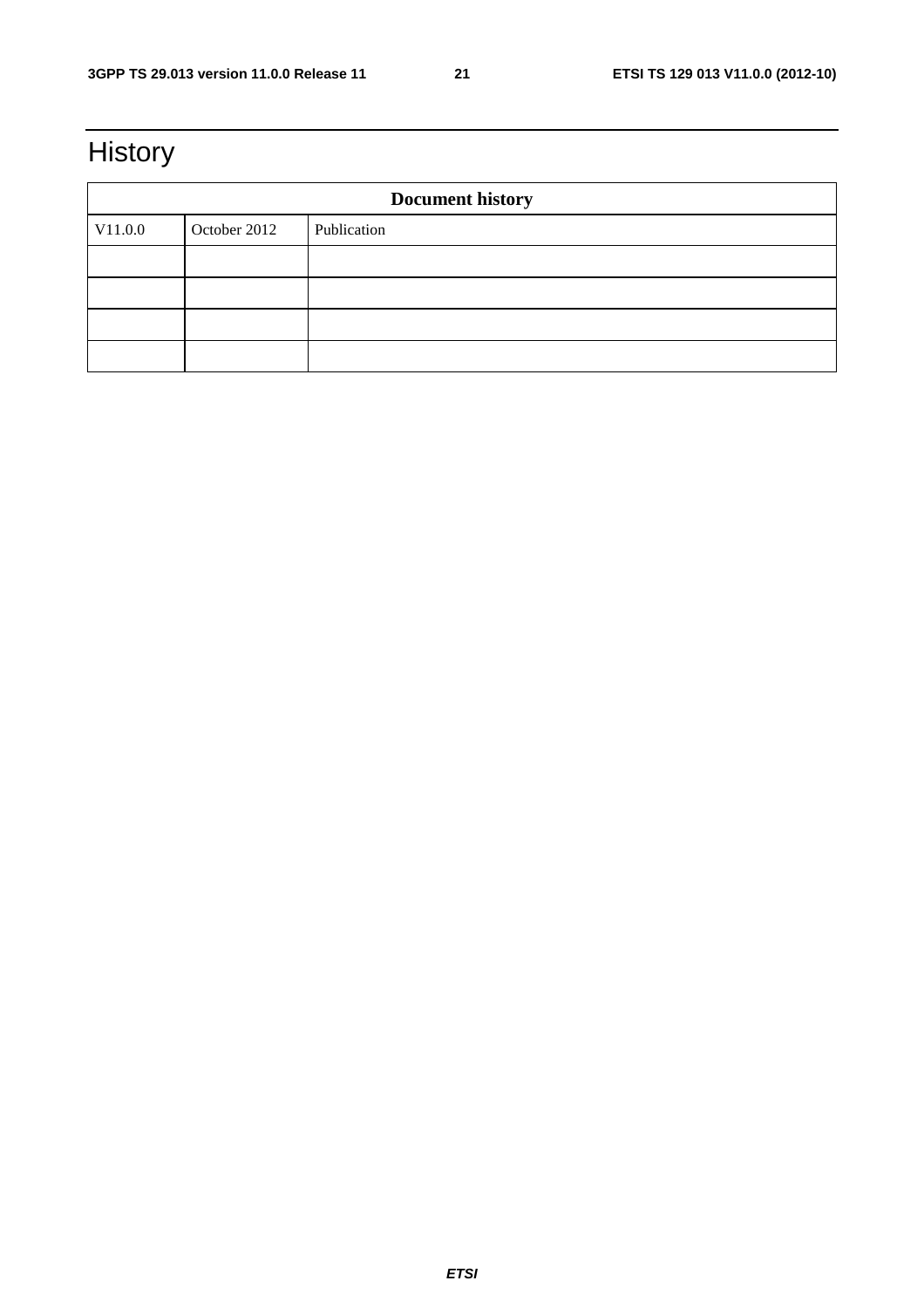# History

| Document history | | |
|---|---|---|
| V11.0.0 | October 2012 | Publication |
| | | |
| | | |
| | | |
| | | |